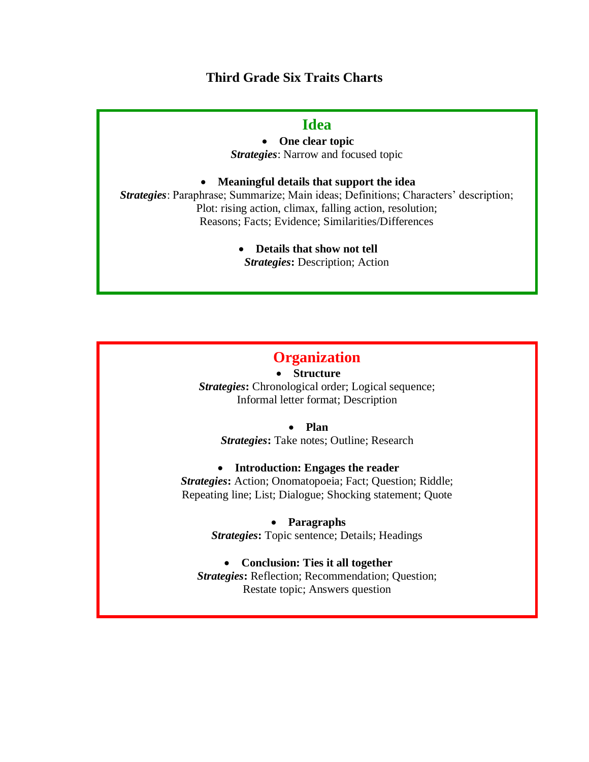# Third Grade Six Traits Charts

## Idea

- **One clear topic**

***Strategies***: Narrow and focused topic

- **Meaningful details that support the idea**

***Strategies***: Paraphrase; Summarize; Main ideas; Definitions; Characters' description; Plot: rising action, climax, falling action, resolution; Reasons; Facts; Evidence; Similarities/Differences

- **Details that show not tell**

***Strategies*:** Description; Action

## Organization

- **Structure**

***Strategies*:** Chronological order; Logical sequence; Informal letter format; Description

- **Plan**

***Strategies*:** Take notes; Outline; Research

- **Introduction: Engages the reader**

***Strategies*:** Action; Onomatopoeia; Fact; Question; Riddle; Repeating line; List; Dialogue; Shocking statement; Quote

- **Paragraphs**

***Strategies*:** Topic sentence; Details; Headings

- **Conclusion: Ties it all together**

***Strategies*:** Reflection; Recommendation; Question; Restate topic; Answers question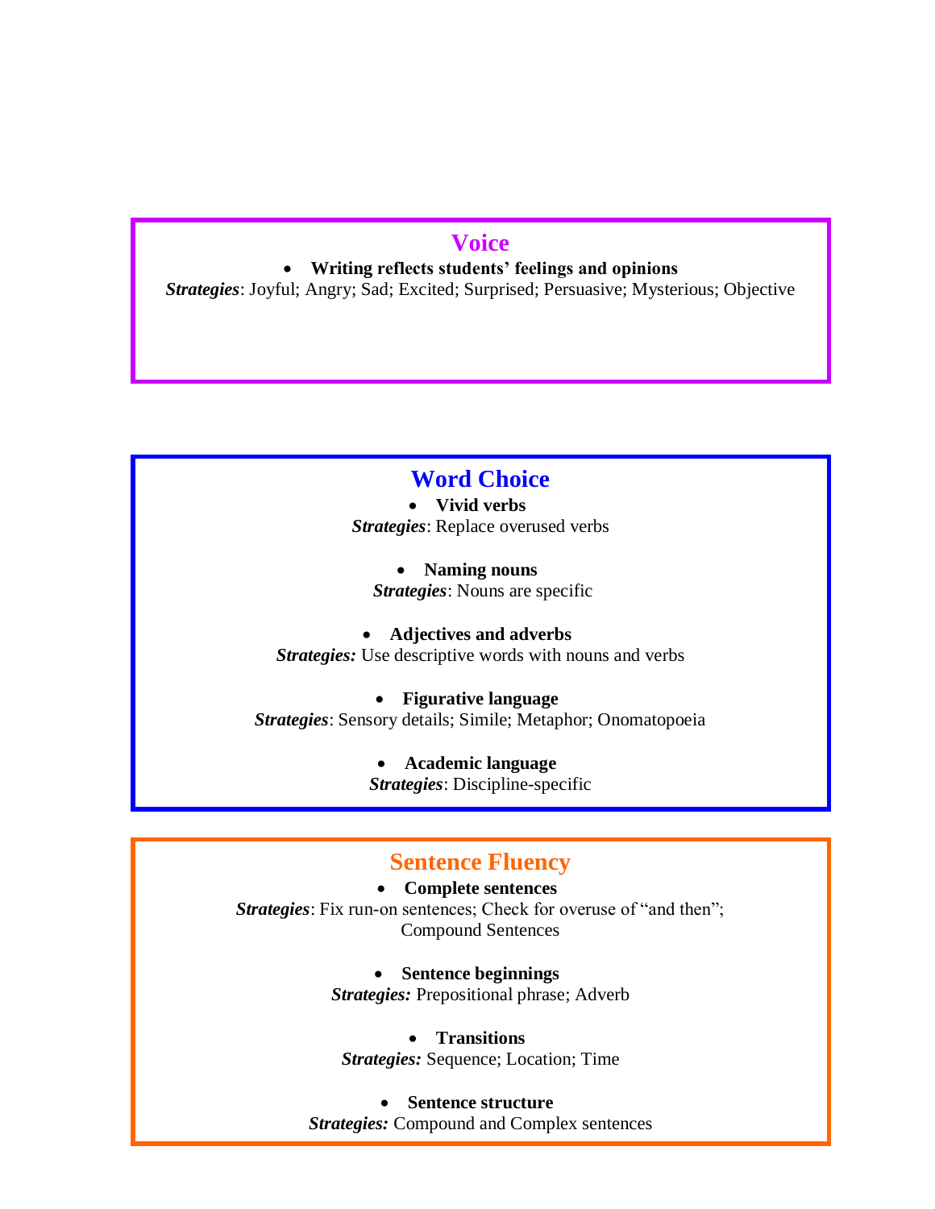## Voice

- **Writing reflects students' feelings and opinions**

***Strategies***: Joyful; Angry; Sad; Excited; Surprised; Persuasive; Mysterious; Objective

## Word Choice

- **Vivid verbs**

***Strategies***: Replace overused verbs

- **Naming nouns**

***Strategies***: Nouns are specific

- **Adjectives and adverbs**

***Strategies:*** Use descriptive words with nouns and verbs

- **Figurative language**

***Strategies***: Sensory details; Simile; Metaphor; Onomatopoeia

- **Academic language**

***Strategies***: Discipline-specific

## Sentence Fluency

- **Complete sentences**

***Strategies***: Fix run-on sentences; Check for overuse of "and then"; Compound Sentences

- **Sentence beginnings**

***Strategies:*** Prepositional phrase; Adverb

- **Transitions**

***Strategies:*** Sequence; Location; Time

- **Sentence structure**

***Strategies:*** Compound and Complex sentences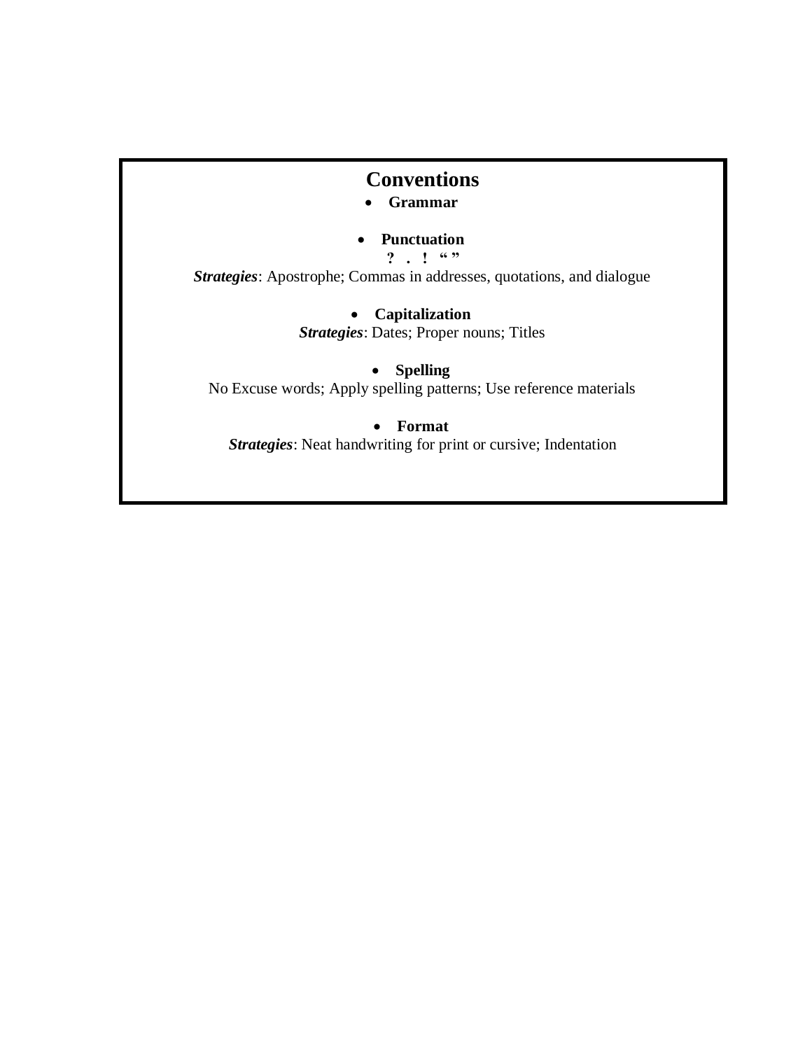# Conventions

- **Grammar**

- **Punctuation**

**? . ! " "**

***Strategies***: Apostrophe; Commas in addresses, quotations, and dialogue

- **Capitalization**

***Strategies***: Dates; Proper nouns; Titles

- **Spelling**

No Excuse words; Apply spelling patterns; Use reference materials

- **Format**

***Strategies***: Neat handwriting for print or cursive; Indentation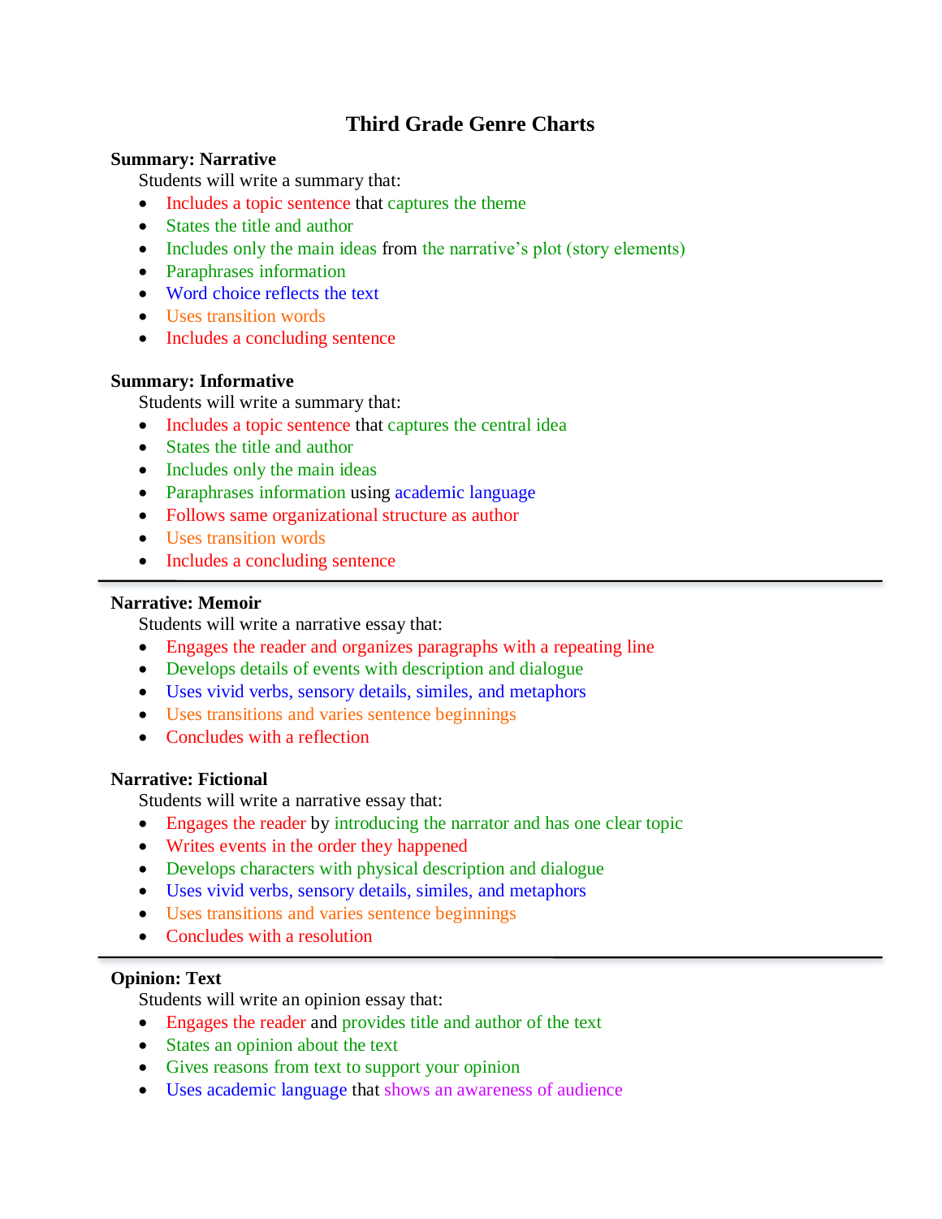# Third Grade Genre Charts

**Summary: Narrative**

Students will write a summary that:

- Includes a topic sentence that captures the theme
- States the title and author
- Includes only the main ideas from the narrative's plot (story elements)
- Paraphrases information
- Word choice reflects the text
- Uses transition words
- Includes a concluding sentence

**Summary: Informative**

Students will write a summary that:

- Includes a topic sentence that captures the central idea
- States the title and author
- Includes only the main ideas
- Paraphrases information using academic language
- Follows same organizational structure as author
- Uses transition words
- Includes a concluding sentence

---

**Narrative: Memoir**

Students will write a narrative essay that:

- Engages the reader and organizes paragraphs with a repeating line
- Develops details of events with description and dialogue
- Uses vivid verbs, sensory details, similes, and metaphors
- Uses transitions and varies sentence beginnings
- Concludes with a reflection

**Narrative: Fictional**

Students will write a narrative essay that:

- Engages the reader by introducing the narrator and has one clear topic
- Writes events in the order they happened
- Develops characters with physical description and dialogue
- Uses vivid verbs, sensory details, similes, and metaphors
- Uses transitions and varies sentence beginnings
- Concludes with a resolution

---

**Opinion: Text**

Students will write an opinion essay that:

- Engages the reader and provides title and author of the text
- States an opinion about the text
- Gives reasons from text to support your opinion
- Uses academic language that shows an awareness of audience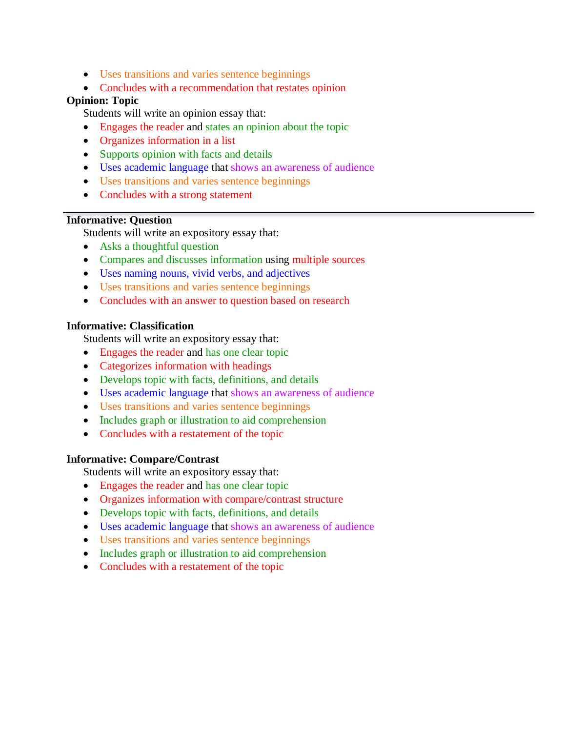- Uses transitions and varies sentence beginnings
- Concludes with a recommendation that restates opinion

**Opinion: Topic**

Students will write an opinion essay that:

- Engages the reader and states an opinion about the topic
- Organizes information in a list
- Supports opinion with facts and details
- Uses academic language that shows an awareness of audience
- Uses transitions and varies sentence beginnings
- Concludes with a strong statement

---

**Informative: Question**

Students will write an expository essay that:

- Asks a thoughtful question
- Compares and discusses information using multiple sources
- Uses naming nouns, vivid verbs, and adjectives
- Uses transitions and varies sentence beginnings
- Concludes with an answer to question based on research

**Informative: Classification**

Students will write an expository essay that:

- Engages the reader and has one clear topic
- Categorizes information with headings
- Develops topic with facts, definitions, and details
- Uses academic language that shows an awareness of audience
- Uses transitions and varies sentence beginnings
- Includes graph or illustration to aid comprehension
- Concludes with a restatement of the topic

**Informative: Compare/Contrast**

Students will write an expository essay that:

- Engages the reader and has one clear topic
- Organizes information with compare/contrast structure
- Develops topic with facts, definitions, and details
- Uses academic language that shows an awareness of audience
- Uses transitions and varies sentence beginnings
- Includes graph or illustration to aid comprehension
- Concludes with a restatement of the topic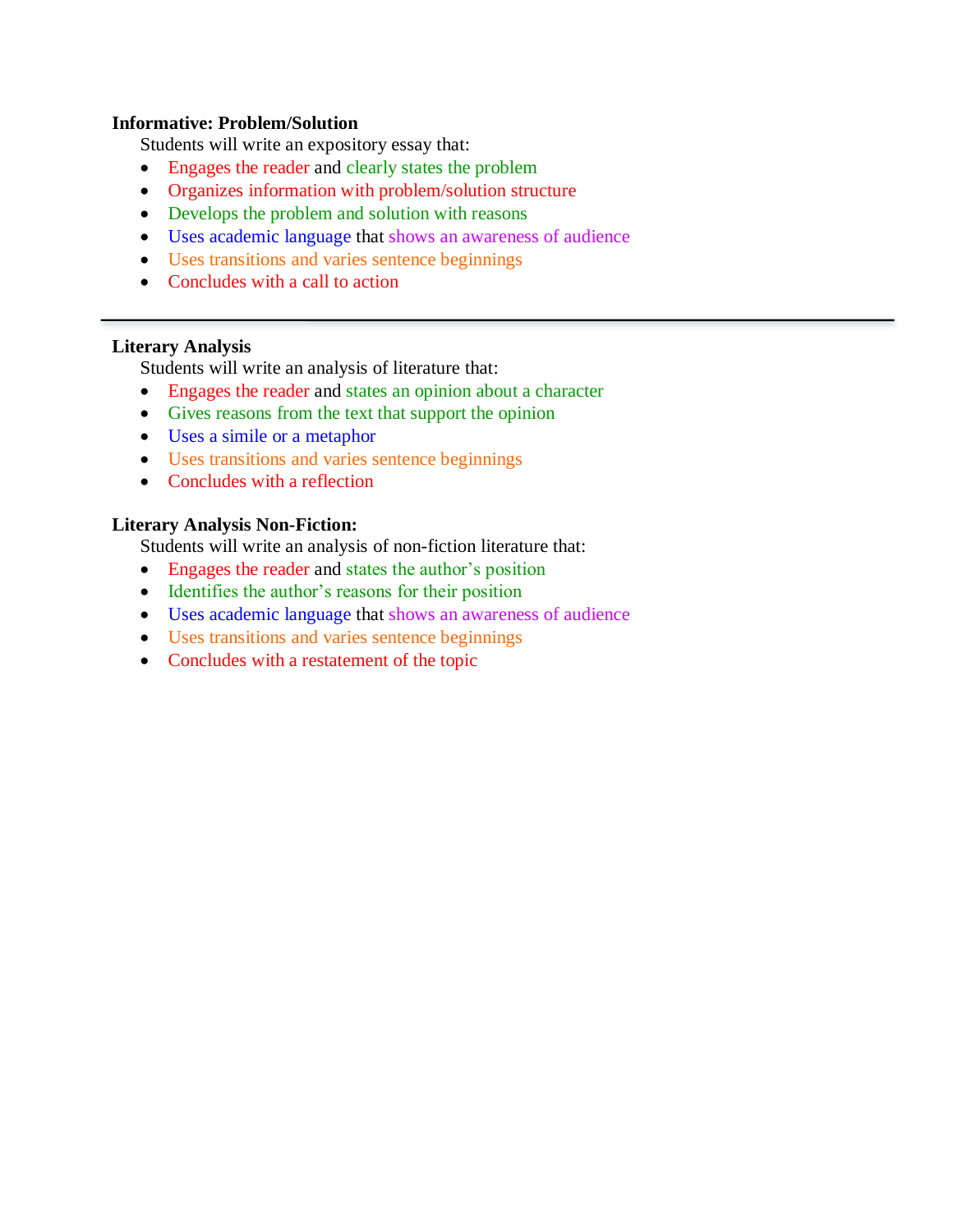**Informative: Problem/Solution**

Students will write an expository essay that:

- Engages the reader and clearly states the problem
- Organizes information with problem/solution structure
- Develops the problem and solution with reasons
- Uses academic language that shows an awareness of audience
- Uses transitions and varies sentence beginnings
- Concludes with a call to action

---

**Literary Analysis**

Students will write an analysis of literature that:

- Engages the reader and states an opinion about a character
- Gives reasons from the text that support the opinion
- Uses a simile or a metaphor
- Uses transitions and varies sentence beginnings
- Concludes with a reflection

**Literary Analysis Non-Fiction:**

Students will write an analysis of non-fiction literature that:

- Engages the reader and states the author's position
- Identifies the author's reasons for their position
- Uses academic language that shows an awareness of audience
- Uses transitions and varies sentence beginnings
- Concludes with a restatement of the topic